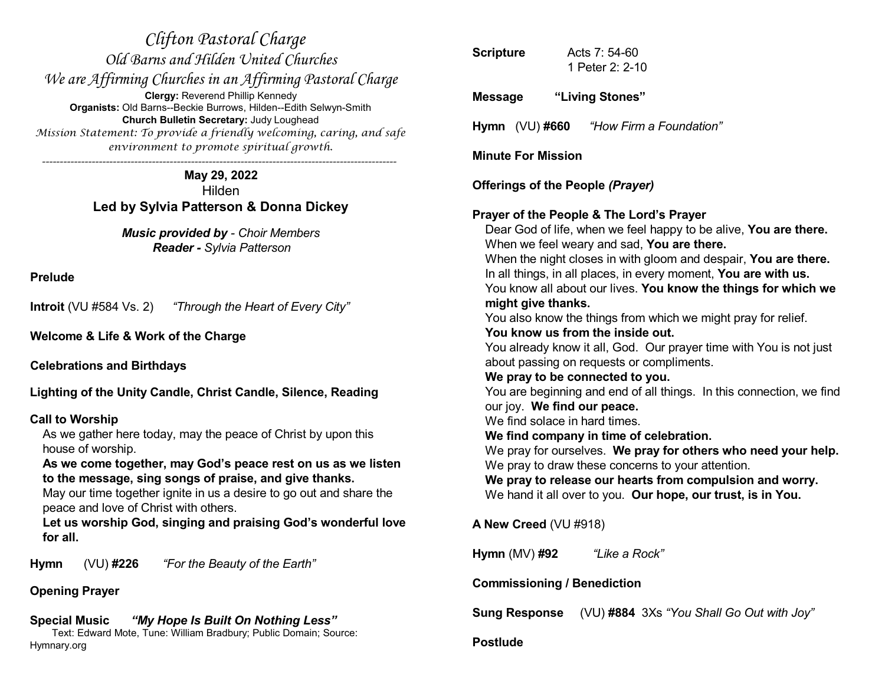# *Clifton Pastoral Charge*

## *Old Barns and Hilden United Churches*

### *We are Affirming Churches in an Affirming Pastoral Charge*

**Clergy:** Reverend Phillip Kennedy
**Organists:** Old Barns--Beckie Burrows, Hilden--Edith Selwyn-Smith
**Church Bulletin Secretary:** Judy Loughead
*Mission Statement: To provide a friendly welcoming, caring, and safe environment to promote spiritual growth.*

---

**May 29, 2022**
Hilden
**Led by Sylvia Patterson & Donna Dickey**

***Music provided by** - Choir Members*
***Reader -** Sylvia Patterson*

**Prelude**

**Introit** (VU #584 Vs. 2) *"Through the Heart of Every City"*

**Welcome & Life & Work of the Charge**

**Celebrations and Birthdays**

**Lighting of the Unity Candle, Christ Candle, Silence, Reading**

**Call to Worship**
As we gather here today, may the peace of Christ by upon this house of worship.
**As we come together, may God's peace rest on us as we listen to the message, sing songs of praise, and give thanks.**
May our time together ignite in us a desire to go out and share the peace and love of Christ with others.
**Let us worship God, singing and praising God's wonderful love for all.**

**Hymn** (VU) **#226** *"For the Beauty of the Earth"*

**Opening Prayer**

**Special Music** ***"My Hope Is Built On Nothing Less"***
Text: Edward Mote, Tune: William Bradbury; Public Domain; Source: Hymnary.org

**Scripture** Acts 7: 54-60
1 Peter 2: 2-10

**Message** **"Living Stones"**

**Hymn** (VU) **#660** *"How Firm a Foundation"*

**Minute For Mission**

**Offerings of the People *(Prayer)***

**Prayer of the People & The Lord's Prayer**
Dear God of life, when we feel happy to be alive, **You are there.**
When we feel weary and sad, **You are there.**
When the night closes in with gloom and despair, **You are there.**
In all things, in all places, in every moment, **You are with us.**
You know all about our lives. **You know the things for which we might give thanks.**
You also know the things from which we might pray for relief.
**You know us from the inside out.**
You already know it all, God. Our prayer time with You is not just about passing on requests or compliments.
**We pray to be connected to you.**
You are beginning and end of all things. In this connection, we find our joy. **We find our peace.**
We find solace in hard times.
**We find company in time of celebration.**
We pray for ourselves. **We pray for others who need your help.**
We pray to draw these concerns to your attention.
**We pray to release our hearts from compulsion and worry.**
We hand it all over to you. **Our hope, our trust, is in You.**

**A New Creed** (VU #918)

**Hymn** (MV) **#92** *"Like a Rock"*

**Commissioning / Benediction**

**Sung Response** (VU) **#884** 3Xs *"You Shall Go Out with Joy"*

**Postlude**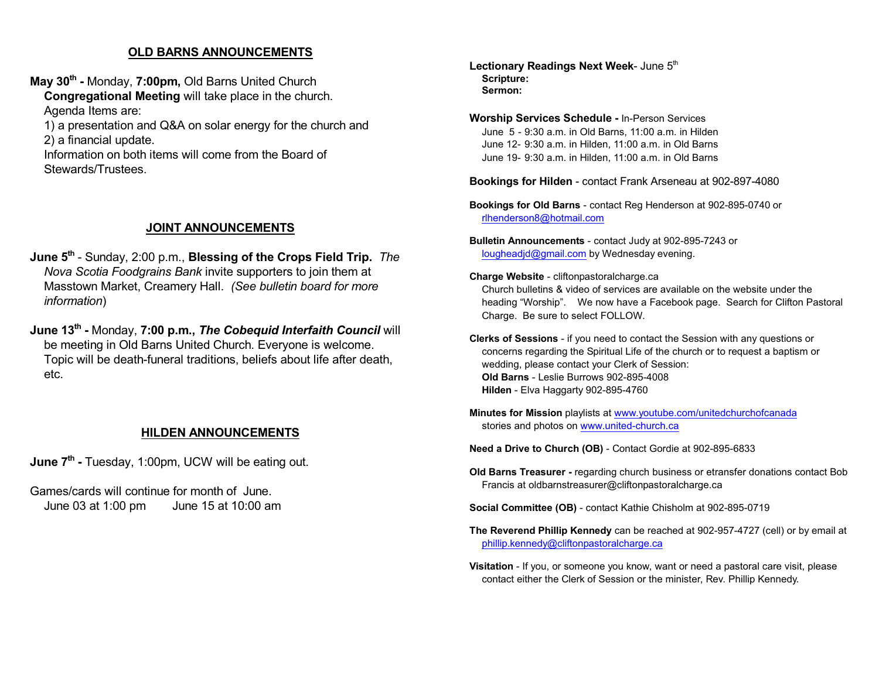## OLD BARNS ANNOUNCEMENTS

**May 30th -** Monday, **7:00pm,** Old Barns United Church **Congregational Meeting** will take place in the church.
Agenda Items are:
1) a presentation and Q&A on solar energy for the church and
2) a financial update.
Information on both items will come from the Board of Stewards/Trustees.

## JOINT ANNOUNCEMENTS

**June 5th** - Sunday, 2:00 p.m., **Blessing of the Crops Field Trip.** *The Nova Scotia Foodgrains Bank* invite supporters to join them at Masstown Market, Creamery Hall. *(See bulletin board for more information*)

**June 13th -** Monday, **7:00 p.m.,** ***The Cobequid Interfaith Council*** will be meeting in Old Barns United Church. Everyone is welcome. Topic will be death-funeral traditions, beliefs about life after death, etc.

## HILDEN ANNOUNCEMENTS

**June 7th -** Tuesday, 1:00pm, UCW will be eating out.

Games/cards will continue for month of June.
June 03 at 1:00 pm June 15 at 10:00 am

**Lectionary Readings Next Week**- June 5th
**Scripture:**
**Sermon:**

**Worship Services Schedule -** In-Person Services
June 5 - 9:30 a.m. in Old Barns, 11:00 a.m. in Hilden
June 12- 9:30 a.m. in Hilden, 11:00 a.m. in Old Barns
June 19- 9:30 a.m. in Hilden, 11:00 a.m. in Old Barns

**Bookings for Hilden** - contact Frank Arseneau at 902-897-4080

**Bookings for Old Barns** - contact Reg Henderson at 902-895-0740 or rlhenderson8@hotmail.com

**Bulletin Announcements** - contact Judy at 902-895-7243 or lougheadjd@gmail.com by Wednesday evening.

**Charge Website** - cliftonpastoralcharge.ca
Church bulletins & video of services are available on the website under the heading "Worship". We now have a Facebook page. Search for Clifton Pastoral Charge. Be sure to select FOLLOW.

**Clerks of Sessions** - if you need to contact the Session with any questions or concerns regarding the Spiritual Life of the church or to request a baptism or wedding, please contact your Clerk of Session:
**Old Barns** - Leslie Burrows 902-895-4008
**Hilden** - Elva Haggarty 902-895-4760

**Minutes for Mission** playlists at www.youtube.com/unitedchurchofcanada stories and photos on www.united-church.ca

**Need a Drive to Church (OB)** - Contact Gordie at 902-895-6833

**Old Barns Treasurer -** regarding church business or etransfer donations contact Bob Francis at oldbarnstreasurer@cliftonpastoralcharge.ca

**Social Committee (OB)** - contact Kathie Chisholm at 902-895-0719

**The Reverend Phillip Kennedy** can be reached at 902-957-4727 (cell) or by email at phillip.kennedy@cliftonpastoralcharge.ca

**Visitation** - If you, or someone you know, want or need a pastoral care visit, please contact either the Clerk of Session or the minister, Rev. Phillip Kennedy.